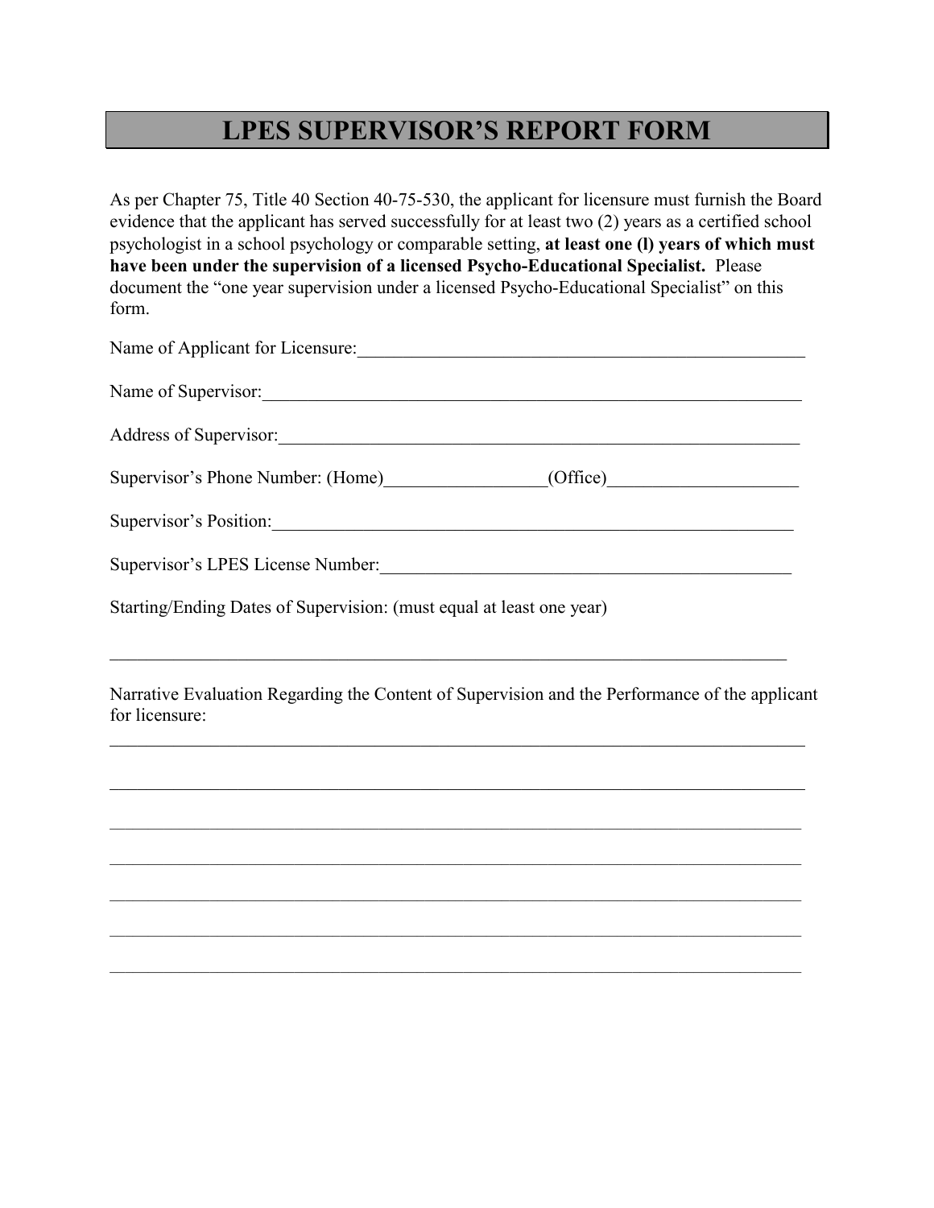# LPES SUPERVISOR'S REPORT FORM

As per Chapter 75, Title 40 Section 40-75-530, the applicant for licensure must furnish the Board evidence that the applicant has served successfully for at least two (2) years as a certified school psychologist in a school psychology or comparable setting, **at least one (l) years of which must have been under the supervision of a licensed Psycho-Educational Specialist.** Please document the "one year supervision under a licensed Psycho-Educational Specialist" on this form.

Name of Applicant for Licensure:_____________________________________________________

Name of Supervisor:______________________________________________________________

Address of Supervisor:____________________________________________________________

Supervisor's Phone Number: (Home)_________________(Office)_____________________

Supervisor's Position:_____________________________________________________________

Supervisor's LPES License Number:_______________________________________________

Starting/Ending Dates of Supervision: (must equal at least one year)

_____________________________________________________________________________

Narrative Evaluation Regarding the Content of Supervision and the Performance of the applicant for licensure:

_____________________________________________________________________________

_____________________________________________________________________________

_____________________________________________________________________________

_____________________________________________________________________________

_____________________________________________________________________________

_____________________________________________________________________________

_____________________________________________________________________________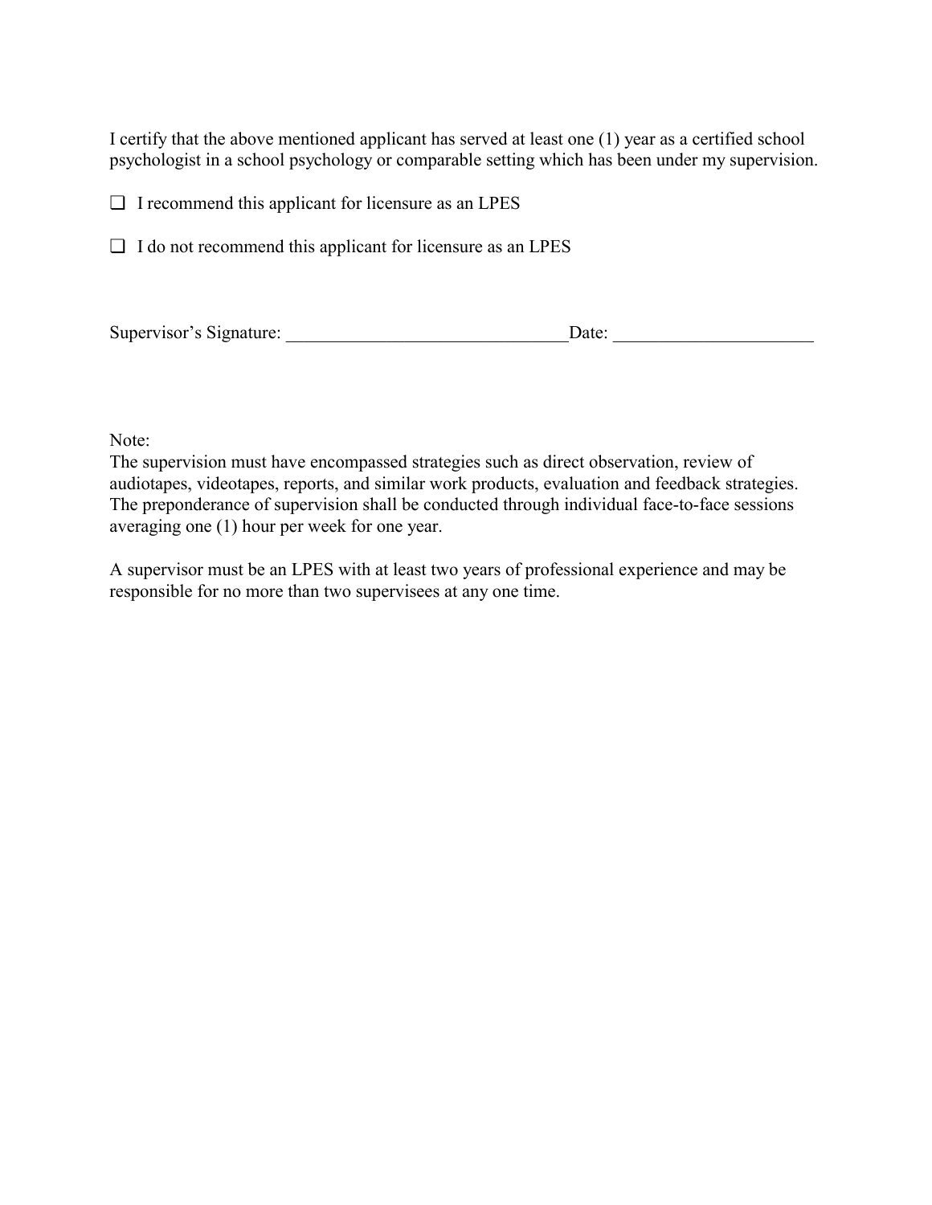I certify that the above mentioned applicant has served at least one (1) year as a certified school psychologist in a school psychology or comparable setting which has been under my supervision.

❑ I recommend this applicant for licensure as an LPES

❑ I do not recommend this applicant for licensure as an LPES

Supervisor's Signature: _______________________________Date: ______________________

Note:
The supervision must have encompassed strategies such as direct observation, review of audiotapes, videotapes, reports, and similar work products, evaluation and feedback strategies. The preponderance of supervision shall be conducted through individual face-to-face sessions averaging one (1) hour per week for one year.

A supervisor must be an LPES with at least two years of professional experience and may be responsible for no more than two supervisees at any one time.